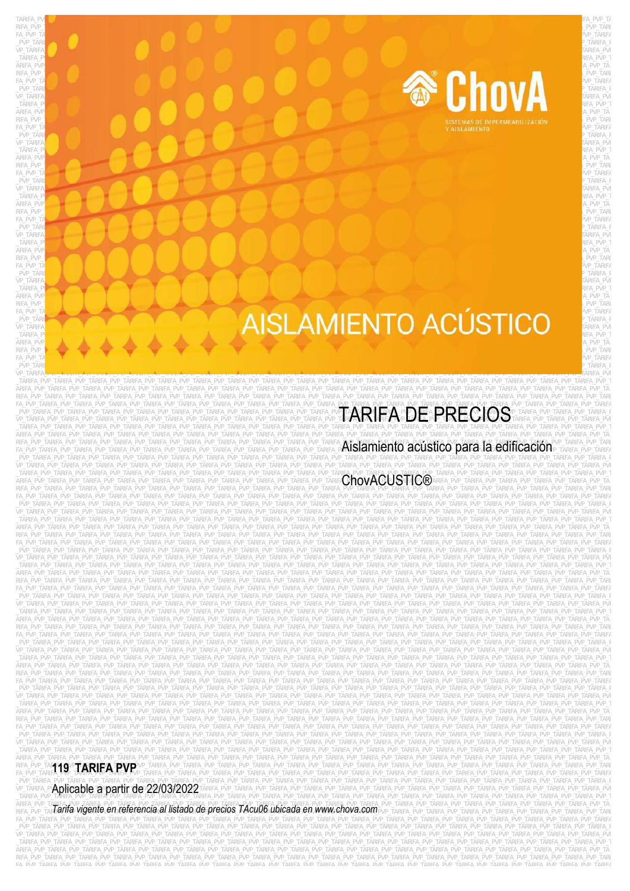ChovA

SISTEMAS DE IMPERMEABILIZACIÓN Y AISLAMIENTO

# AISLAMIENTO ACÚSTICO

# TARIFA DE PRECIOS

## Aislamiento acústico para la edificación

## ChovACUSTIC®

**119 TARIFA PVP**

Aplicable a partir de 22/03/2022

*Tarifa vigente en referencia al listado de precios TAcu06 ubicada en www.chova.com*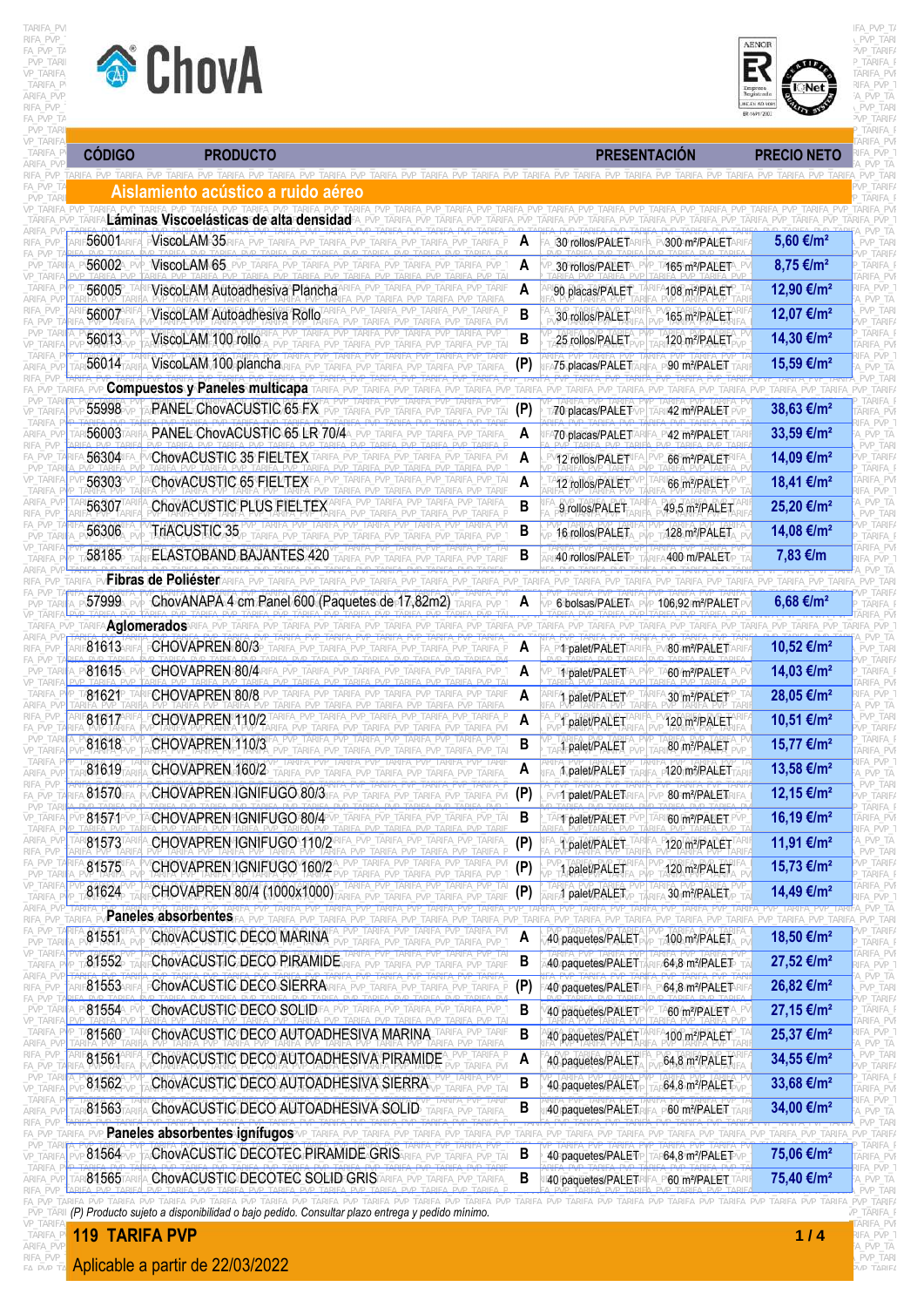ChovA

| CÓDIGO | PRODUCTO | | PRESENTACIÓN | | PRECIO NETO |
|---|---|---|---|---|---|
| **Aislamiento acústico a ruido aéreo** | | | | | |
| **Láminas Viscoelásticas de alta densidad** | | | | | |
| 56001 | VíscoLAM 35 | A | 30 rollos/PALET | 300 m²/PALET | 5,60 €/m² |
| 56002 | VíscoLAM 65 | A | 30 rollos/PALET | 165 m²/PALET | 8,75 €/m² |
| 56005 | VíscoLAM Autoadhesiva Plancha | A | 90 placas/PALET | 108 m²/PALET | 12,90 €/m² |
| 56007 | VíscoLAM Autoadhesiva Rollo | B | 30 rollos/PALET | 165 m²/PALET | 12,07 €/m² |
| 56013 | VíscoLAM 100 rollo | B | 25 rollos/PALET | 120 m²/PALET | 14,30 €/m² |
| 56014 | VíscoLAM 100 plancha | (P) | 75 placas/PALET | 90 m²/PALET | 15,59 €/m² |
| **Compuestos y Paneles multicapa** | | | | | |
| 55998 | PANEL ChovACUSTIC 65 FX | (P) | 70 placas/PALET | 42 m²/PALET | 38,63 €/m² |
| 56003 | PANEL ChovACUSTIC 65 LR 70/4 | A | 70 placas/PALET | 42 m²/PALET | 33,59 €/m² |
| 56304 | ChovACUSTIC 35 FIELTEX | A | 12 rollos/PALET | 66 m²/PALET | 14,09 €/m² |
| 56303 | ChovACUSTIC 65 FIELTEX | A | 12 rollos/PALET | 66 m²/PALET | 18,41 €/m² |
| 56307 | ChovACUSTIC PLUS FIELTEX | B | 9 rollos/PALET | 49,5 m²/PALET | 25,20 €/m² |
| 56306 | TriACUSTIC 35 | B | 16 rollos/PALET | 128 m²/PALET | 14,08 €/m² |
| 58185 | ELASTOBAND BAJANTES 420 | B | 40 rollos/PALET | 400 m/PALET | 7,83 €/m |
| **Fibras de Poliéster** | | | | | |
| 57999 | ChovANAPA 4 cm Panel 600 (Paquetes de 17,82m2) | A | 6 bolsas/PALET | 106,92 m²/PALET | 6,68 €/m² |
| **Aglomerados** | | | | | |
| 81613 | CHOVAPREN 80/3 | A | 1 palet/PALET | 80 m²/PALET | 10,52 €/m² |
| 81615 | CHOVAPREN 80/4 | A | 1 palet/PALET | 60 m²/PALET | 14,03 €/m² |
| 81621 | CHOVAPREN 80/8 | A | 1 palet/PALET | 30 m²/PALET | 28,05 €/m² |
| 81617 | CHOVAPREN 110/2 | A | 1 palet/PALET | 120 m²/PALET | 10,51 €/m² |
| 81618 | CHOVAPREN 110/3 | B | 1 palet/PALET | 80 m²/PALET | 15,77 €/m² |
| 81619 | CHOVAPREN 160/2 | A | 1 palet/PALET | 120 m²/PALET | 13,58 €/m² |
| 81570 | CHOVAPREN IGNIFUGO 80/3 | (P) | 1 palet/PALET | 80 m²/PALET | 12,15 €/m² |
| 81571 | CHOVAPREN IGNIFUGO 80/4 | B | 1 palet/PALET | 60 m²/PALET | 16,19 €/m² |
| 81573 | CHOVAPREN IGNIFUGO 110/2 | (P) | 1 palet/PALET | 120 m²/PALET | 11,91 €/m² |
| 81575 | CHOVAPREN IGNIFUGO 160/2 | (P) | 1 palet/PALET | 120 m²/PALET | 15,73 €/m² |
| 81624 | CHOVAPREN 80/4 (1000x1000) | (P) | 1 palet/PALET | 30 m²/PALET | 14,49 €/m² |
| **Paneles absorbentes** | | | | | |
| 81551 | ChovACUSTIC DECO MARINA | A | 40 paquetes/PALET | 100 m²/PALET | 18,50 €/m² |
| 81552 | ChovACUSTIC DECO PIRAMIDE | B | 40 paquetes/PALET | 64,8 m²/PALET | 27,52 €/m² |
| 81553 | ChovACUSTIC DECO SIERRA | (P) | 40 paquetes/PALET | 64,8 m²/PALET | 26,82 €/m² |
| 81554 | ChovACUSTIC DECO SOLID | B | 40 paquetes/PALET | 60 m²/PALET | 27,15 €/m² |
| 81560 | ChovACUSTIC DECO AUTOADHESIVA MARINA | B | 40 paquetes/PALET | 100 m²/PALET | 25,37 €/m² |
| 81561 | ChovACUSTIC DECO AUTOADHESIVA PIRAMIDE | A | 40 paquetes/PALET | 64,8 m²/PALET | 34,55 €/m² |
| 81562 | ChovACUSTIC DECO AUTOADHESIVA SIERRA | B | 40 paquetes/PALET | 64,8 m²/PALET | 33,68 €/m² |
| 81563 | ChovACUSTIC DECO AUTOADHESIVA SOLID | B | 40 paquetes/PALET | 60 m²/PALET | 34,00 €/m² |
| **Paneles absorbentes ignífugos** | | | | | |
| 81564 | ChovACUSTIC DECOTEC PIRAMIDE GRIS | B | 40 paquetes/PALET | 64,8 m²/PALET | 75,06 €/m² |
| 81565 | ChovACUSTIC DECOTEC SOLID GRIS | B | 40 paquetes/PALET | 60 m²/PALET | 75,40 €/m² |

*(P) Producto sujeto a disponibilidad o bajo pedido. Consultar plazo entrega y pedido mínimo.*

**119 TARIFA PVP**

Aplicable a partir de 22/03/2022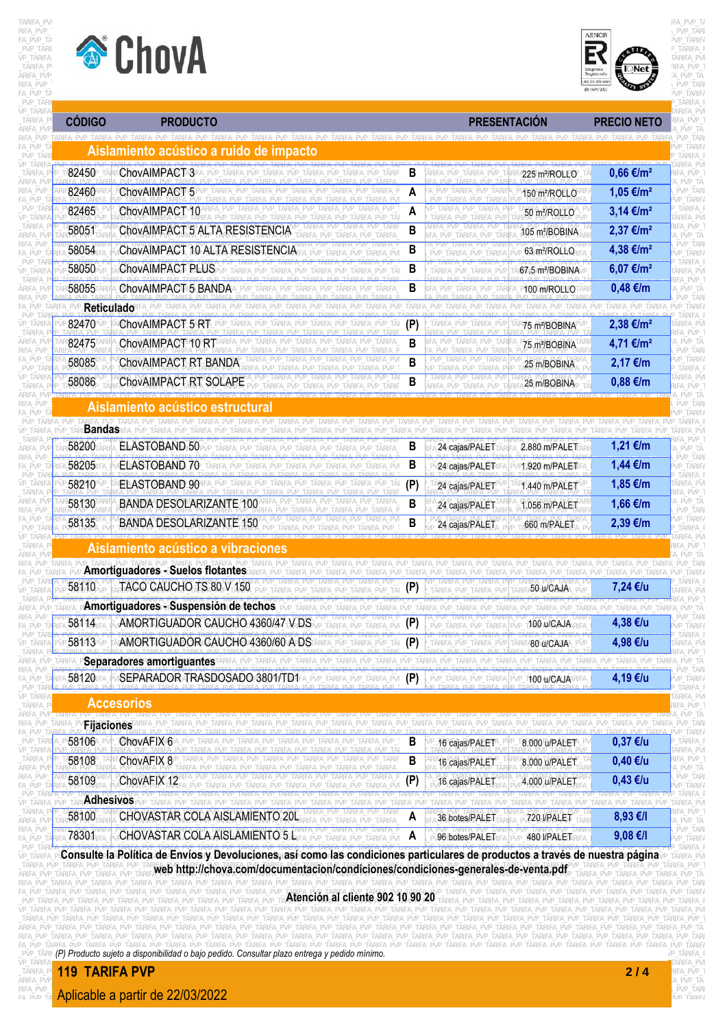| CÓDIGO | PRODUCTO | | PRESENTACIÓN | | PRECIO NETO |
|---|---|---|---|---|---|
| **Aislamiento acústico a ruido de impacto** | | | | | |
| 82450 | ChovAIMPACT 3 | B | | 225 m²/ROLLO | 0,66 €/m² |
| 82460 | ChovAIMPACT 5 | A | | 150 m²/ROLLO | 1,05 €/m² |
| 82465 | ChovAIMPACT 10 | A | | 50 m²/ROLLO | 3,14 €/m² |
| 58051 | ChovAIMPACT 5 ALTA RESISTENCIA | B | | 105 m²/BOBINA | 2,37 €/m² |
| 58054 | ChovAIMPACT 10 ALTA RESISTENCIA | B | | 63 m²/ROLLO | 4,38 €/m² |
| 58050 | ChovAIMPACT PLUS | B | | 67,5 m²/BOBINA | 6,07 €/m² |
| 58055 | ChovAIMPACT 5 BANDA | B | | 100 m/ROLLO | 0,48 €/m |
| **Reticulado** | | | | | |
| 82470 | ChovAIMPACT 5 RT | (P) | | 75 m²/BOBINA | 2,38 €/m² |
| 82475 | ChovAIMPACT 10 RT | B | | 75 m²/BOBINA | 4,71 €/m² |
| 58085 | ChovAIMPACT RT BANDA | B | | 25 m/BOBINA | 2,17 €/m |
| 58086 | ChovAIMPACT RT SOLAPE | B | | 25 m/BOBINA | 0,88 €/m |
| **Aislamiento acústico estructural** | | | | | |
| **Bandas** | | | | | |
| 58200 | ELASTOBAND 50 | B | 24 cajas/PALET | 2.880 m/PALET | 1,21 €/m |
| 58205 | ELASTOBAND 70 | B | 24 cajas/PALET | 1.920 m/PALET | 1,44 €/m |
| 58210 | ELASTOBAND 90 | (P) | 24 cajas/PALET | 1.440 m/PALET | 1,85 €/m |
| 58130 | BANDA DESOLARIZANTE 100 | B | 24 cajas/PALET | 1.056 m/PALET | 1,66 €/m |
| 58135 | BANDA DESOLARIZANTE 150 | B | 24 cajas/PALET | 660 m/PALET | 2,39 €/m |
| **Aislamiento acústico a vibraciones** | | | | | |
| **Amortiguadores - Suelos flotantes** | | | | | |
| 58110 | TACO CAUCHO TS 80 V 150 | (P) | | 50 u/CAJA | 7,24 €/u |
| **Amortiguadores - Suspensión de techos** | | | | | |
| 58114 | AMORTIGUADOR CAUCHO 4360/47 V DS | (P) | | 100 u/CAJA | 4,38 €/u |
| 58113 | AMORTIGUADOR CAUCHO 4360/60 A DS | (P) | | 80 u/CAJA | 4,98 €/u |
| **Separadores amortiguantes** | | | | | |
| 58120 | SEPARADOR TRASDOSADO 3801/TD1 | (P) | | 100 u/CAJA | 4,19 €/u |
| **Accesorios** | | | | | |
| **Fijaciones** | | | | | |
| 58106 | ChovAFIX 6 | B | 16 cajas/PALET | 8.000 u/PALET | 0,37 €/u |
| 58108 | ChovAFIX 8 | B | 16 cajas/PALET | 8.000 u/PALET | 0,40 €/u |
| 58109 | ChovAFIX 12 | (P) | 16 cajas/PALET | 4.000 u/PALET | 0,43 €/u |
| **Adhesivos** | | | | | |
| 58100 | CHOVASTAR COLA AISLAMIENTO 20L | A | 36 botes/PALET | 720 l/PALET | 8,93 €/l |
| 78301 | CHOVASTAR COLA AISLAMIENTO 5 L | A | 96 botes/PALET | 480 l/PALET | 9,08 €/l |

**Consulte la Política de Envíos y Devoluciones, así como las condiciones particulares de productos a través de nuestra página web http://chova.com/documentacion/condiciones/condiciones-generales-de-venta.pdf**

**Atención al cliente 902 10 90 20**

*(P) Producto sujeto a disponibilidad o bajo pedido. Consultar plazo entrega y pedido mínimo.*

**119 TARIFA PVP**

Aplicable a partir de 22/03/2022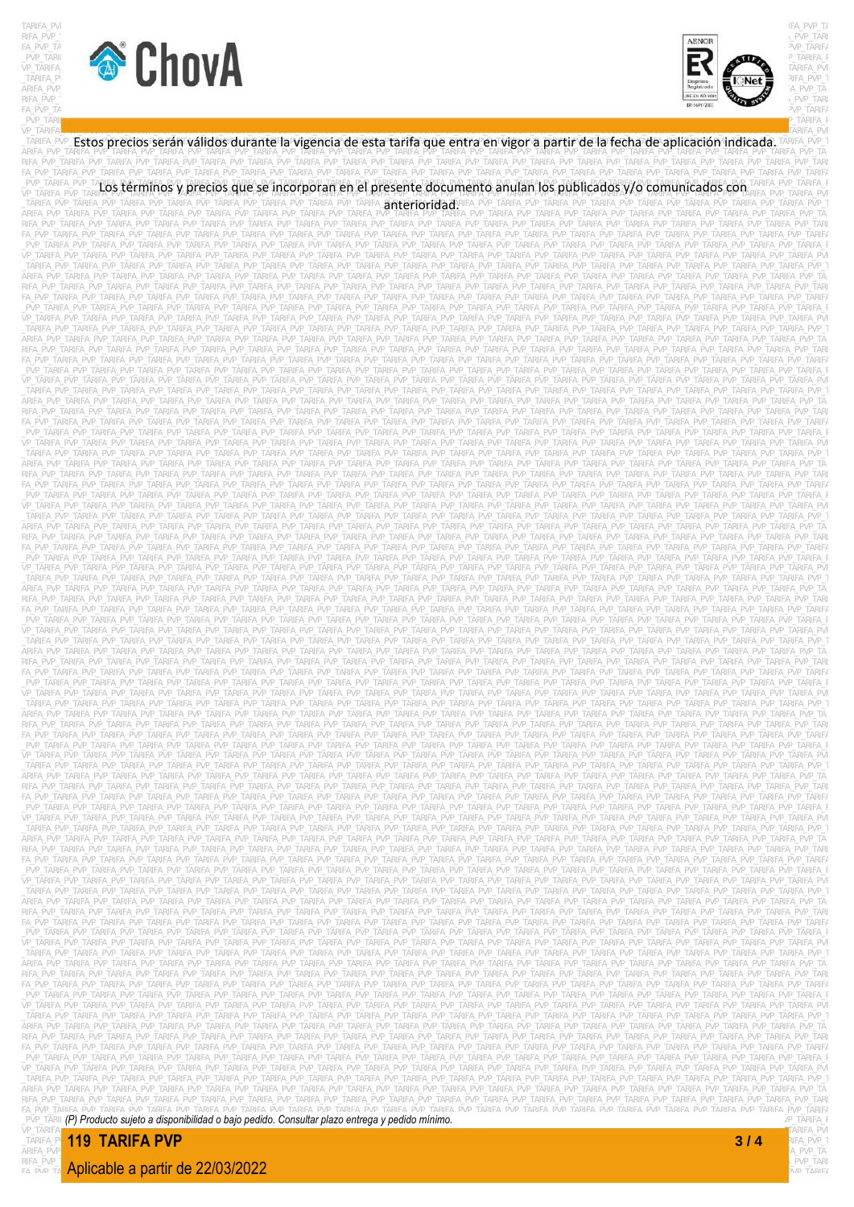Estos precios serán válidos durante la vigencia de esta tarifa que entra en vigor a partir de la fecha de aplicación indicada.

Los términos y precios que se incorporan en el presente documento anulan los publicados y/o comunicados con anterioridad.

*(P) Producto sujeto a disponibilidad o bajo pedido. Consultar plazo entrega y pedido mínimo.*

**119 TARIFA PVP**

Aplicable a partir de 22/03/2022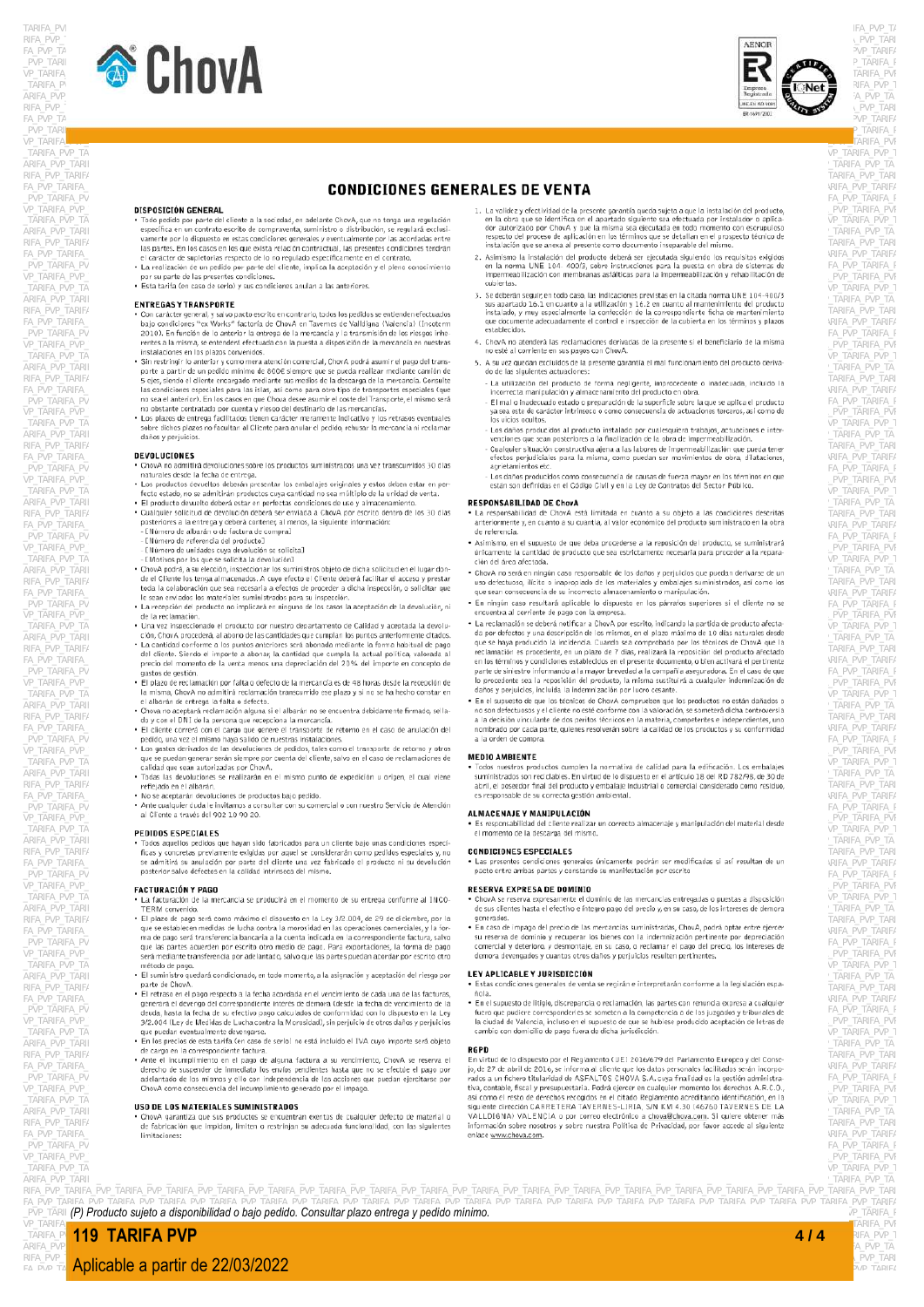# CONDICIONES GENERALES DE VENTA

## DISPOSICIÓN GENERAL

- Todo pedido por parte del cliente a la sociedad, en adelante ChovA, que no tenga una regulación específica en un contrato escrito de compraventa, suministro o distribución, se regulará exclusivamente por lo dispuesto en estas condiciones generales y eventualmente por las acordadas entre las partes. En los casos en los que exista relación contractual, las presentes condiciones tendrán el carácter de supletorias respecto de lo no regulado específicamente en el contrato.
- La realización de un pedido por parte del cliente, implica la aceptación y el pleno conocimiento por su parte de las presentes condiciones.
- Esta tarifa (en caso de serlo) y sus condiciones anulan a las anteriores.

## ENTREGAS Y TRANSPORTE

- Con carácter general y salvo pacto escrito en contrario, todos los pedidos se entienden efectuados bajo condiciones "ex Works" factoría de ChovA en Tavernes de Valldigna (Valencia) (Incoterm 2010). En función de lo anterior la entrega de la mercancía y la transmisión de los riesgos inherentes a la misma, se entenderá efectuada con la puesta a disposición de la mercancía en nuestras instalaciones en los plazos convenidos.
- Sin restringir lo anterior y como mera atención comercial, ChovA podrá asumir el pago del transporte a partir de un pedido mínimo de 600€ siempre que se pueda realizar mediante camión de 5 ejes, siendo el cliente encargado mediante sus medios de la descarga de la mercancía. Consulte las condiciones especiales para las islas, así como para otro tipo de transportes especiales (que no sea el anterior). En los casos en que Chova desee asumir el coste del transporte, el mismo será no obstante contratado por cuenta y riesgo del destinario de las mercancías.
- Los plazos de entrega facilitados tienen carácter meramente indicativo y los retrasos eventuales sobre dichos plazos no facultan al Cliente para anular el pedido, rehusar la mercancía ni reclamar daños y perjuicios.

## DEVOLUCIONES

- ChovA no admitirá devoluciones sobre los productos suministrados una vez transcurridos 30 días naturales desde la fecha de entrega.
- Los productos devueltos deberán presentar los embalajes originales y estos deben estar en perfecto estado, no se admitirán productos cuya cantidad no sea múltiplo de la unidad de venta.
- El producto devuelto deberá estar en perfectas condiciones de uso y almacenamiento.
- Cualquier solicitud de devolución deberá ser enviada a ChovA por escrito dentro de los 30 días posteriores a la entrega y deberá contener, al menos, la siguiente información:
  - [Número de albarán o de factura de compra]
  - [Número de referencia del producto]
  - [Número de unidades cuya devolución se solicita]
  - [Motivos por los que se solicita la devolución]
- ChovA podrá, a su elección, inspeccionar los suministros objeto de dicha solicitud en el lugar donde el Cliente los tenga almacenados. A cuyo efecto el Cliente deberá facilitar el acceso y prestar toda la colaboración que sea necesaria a efectos de proceder a dicha inspección, o solicitar que le sean enviados los materiales suministrados para su inspección.
- La recepción del producto no implicará en ninguno de los casos la aceptación de la devolución, ni de la reclamación.
- Una vez inspeccionado el producto por nuestro departamento de Calidad y aceptada la devolución, ChovA procederá, al abono de las cantidades que cumplan los puntos anteriormente citados.
- La cantidad conforme a los puntos anteriores será abonada mediante la forma habitual de pago del cliente. Siendo el importe a abonar, la cantidad que cumpla la actual política, valorada al precio del momento de la venta menos una depreciación del 20% del importe en concepto de gastos de gestión.
- El plazo de reclamación por falta o defecto de la mercancía es de 48 horas desde la recepción de la misma, ChovA no admitirá reclamación transcurrido ese plazo y si no se ha hecho constar en el albarán de entrega la falta o defecto.
- Chova no aceptará reclamación alguna si el albarán no se encuentra debidamente firmado, sellado y con el DNI de la persona que recepciona la mercancía.
- El cliente correrá con el cargo que genere el transporte de retorno en el caso de anulación del pedido, una vez el mismo haya salido de nuestras instalaciones.
- Los gastos derivados de las devoluciones de pedidos, tales como el transporte de retorno y otros que se puedan generar serán siempre por cuenta del cliente, salvo en el caso de reclamaciones de calidad que sean autorizadas por ChovA.
- Todas las devoluciones se realizarán en el mismo punto de expedición u origen, el cual viene reflejado en el albarán.
- No se aceptarán devoluciones de productos bajo pedido.
- Ante cualquier duda le invitamos a consultar con su comercial o con nuestro Servicio de Atención al Cliente a través del 902 10 90 20.

## PEDIDOS ESPECIALES

- Todos aquellos pedidos que hayan sido fabricados para un cliente bajo unas condiciones específicas y concretas previamente exigidas por aquel se considerarán como pedidos especiales y, no se admitirá su anulación por parte del cliente una vez fabricado el producto ni su devolución posterior salvo defectos en la calidad intrínseca del mismo.

## FACTURACIÓN Y PAGO

- La facturación de la mercancía se producirá en el momento de su entrega conforme al INCOTERM convenido.
- El plazo de pago será como máximo el dispuesto en la Ley 3/2.004, de 29 de diciembre, por la que se establecen medidas de lucha contra la morosidad en las operaciones comerciales, y la forma de pago será transferencia bancaria a la correspondiente factura, salvo que las partes acuerden por escrito otro medio de pago. Para exportaciones, la forma de pago será mediante transferencia por adelantado, salvo que las partes puedan acordar por escrito otro método de pago.
- El suministro quedará condicionado, en todo momento, a la asignación y aceptación del riesgo por parte de ChovA.
- El retraso en el pago respecto a la fecha acordada en el vencimiento de cada una de las facturas, generará el devengo del correspondiente interés de demora (desde la fecha de vencimiento de la deuda, hasta la fecha de su efectivo pago calculados de conformidad con lo dispuesto en la Ley 3/2.004 (Ley de Medidas de Lucha contra la Morosidad), sin perjuicio de otros daños y perjuicios que pudieran eventualmente devengarse.
- En los precios de esta tarifa (en caso de serlo) no está incluido el IVA cuyo importe será objeto de cargo en la correspondiente factura.
- Ante el incumplimiento en el pago de alguna factura a su vencimiento, ChovA se reserva el derecho de suspender de inmediato los envíos pendientes hasta que no se efectúe el pago por adelantado de los mismos y ello con independencia de las acciones que puedan ejercitarse por ChovA como consecuencia del incumplimiento generado por el impago.

## USO DE LOS MATERIALES SUMINISTRADOS

- ChovA garantiza que sus productos se encuentran exentos de cualquier defecto de material o de fabricación que impidan, limiten o restrinjan su adecuada funcionalidad, con las siguientes limitaciones:

1. La validez y efectividad de la presente garantía queda sujeta a que la instalación del producto, en la obra que se identifica en el apartado siguiente sea efectuada por instalador o aplicador autorizado por ChovA y que la misma sea ejecutada en todo momento con escrupuloso respecto del proceso de aplicación en los términos que se detallan en el prospecto técnico de instalación que se anexa al presente como documento inseparable del mismo.
2. Asimismo la instalación del producto deberá ser ejecutada siguiendo los requisitos exigidos en la norma UNE 104 400/3, sobre instrucciones para la puesta en obra de sistemas de impermeabilización con membranas asfálticas para la impermeabilización y rehabilitación de cubiertas.
3. Se deberán seguir en todo caso las indicaciones previstas en la citada norma UNE 104-400/3 sus apartado 16.1 en cuanto a la utilización y 16.2 en cuanto al mantenimiento del producto instalado, y muy especialmente la confección de la correspondiente ficha de mantenimiento que documente adecuadamente el control e inspección de la cubierta en los términos y plazos establecidos.
4. ChovA no atenderá las reclamaciones derivadas de la presente si el beneficiario de la misma no esté al corriente en sus pagos con ChovA.
5. A su vez quedan excluidos de la presente garantía el mal funcionamiento del producto derivado de las siguientes actuaciones:
   - La utilización del producto de forma negligente, inapropiada o inadecuada, incluido la incorrecta manipulación y almacenamiento del producto en obra.
   - El mal o inadecuado estado o preparación de la superficie sobre la que se aplica el producto ya sea esta de carácter intrínseco o como consecuencia de actuaciones terceros, así como de los vicios ocultos.
   - Los daños producidos al producto instalado por cualesquiera trabajos, actuaciones e intervenciones que sean posteriores a la finalización de la obra de impermeabilización.
   - Cualquier situación constructiva ajena a las labores de impermeabilización que pueda tener efectos perjudiciales para la misma, como puedan ser movimientos de obra, dilataciones, agrietamientos etc.
   - Los daños producidos como consecuencia de causas de fuerza mayor en los términos que están son definidas en el Código Civil y en la Ley de Contratos del Sector Público.

## RESPONSABILIDAD DE ChovA

- La responsabilidad de ChovA está limitada en cuanto a su objeto a las condiciones descritas anteriormente y, en cuanto a su cuantía, al valor económico del producto suministrado en la obra de referencia.
- Asimismo, en el supuesto de que deba procederse a la reposición del producto, se suministrará únicamente la cantidad de producto que sea estrictamente necesaria para proceder a la reparación del área afectada.
- ChovA no será en ningún caso responsable de los daños y perjuicios que puedan derivarse de un uso defectuoso, ilícito o inapropiado de los materiales y embalajes suministrados, así como los que sean consecuencia de su incorrecto almacenamiento o manipulación.
- En ningún caso resultará aplicable lo dispuesto en los párrafos superiores si el cliente no se encuentra al corriente de pago con la empresa.
- La reclamación se deberá notificar a ChovA por escrito, indicando la partida de producto afectado por defectos y una descripción de los mismos, en el plazo máximo de 10 días naturales desde que se haya producido la incidencia. Cuando sea comprobado por los técnicos de ChovA que la reclamación es procedente, en un plazo de 7 días, realizará la reposición del producto afectado en los términos y condiciones establecidos en el presente documento, o bien activará el pertinente parte de siniestro informando a la mayor brevedad a la compañía aseguradora. En el caso de que lo procedente sea la reposición del producto, la misma sustituirá a cualquier indemnización de daños y perjuicios, incluida la indemnización por lucro cesante.
- En el supuesto de que los técnicos de ChovA comprueben que los productos no están dañados o no son defectuosos y el cliente no esté conforme con la valoración, se someterá dicha controversia a la decisión vinculante de dos peritos técnicos en la materia, competentes e independientes, uno nombrado por cada parte, quienes resolverán sobre la calidad de los productos y su conformidad a la orden de compra.

## MEDIO AMBIENTE

- Todos nuestros productos cumplen la normativa de calidad para la edificación. Los embalajes suministrados son reciclables. En virtud de lo dispuesto en el artículo 18 del RD 782/98, de 30 de abril, el poseedor final del producto y embalaje industrial o comercial considerado como residuo, es responsable de su correcta gestión ambiental.

## ALMACENAJE Y MANIPULACIÓN

- Es responsabilidad del cliente realizar un correcto almacenaje y manipulación del material desde el momento de la descarga del mismo.

## CONDICIONES ESPECIALES

- Las presentes condiciones generales únicamente podrán ser modificadas si así resultan de un pacto entre ambas partes y constando su manifestación por escrito

## RESERVA EXPRESA DE DOMINIO

- ChovA se reserva expresamente el dominio de las mercancías entregadas o puestas a disposición de sus clientes hasta el efectivo e íntegro pago del precio y, en su caso, de los intereses de demora generados.
- En caso de impago del precio de las mercancías suministradas, ChovA, podrá optar entre ejercer su reserva de dominio y recuperar los bienes con la indemnización pertinente por depreciación comercial y deterioro, y desmontaje, en su caso, o reclamar el pago del precio, los intereses de demora devengados y cuantos otros daños y perjuicios resulten pertinentes.

## LEY APLICABLE Y JURISDICCIÓN

- Estas condiciones generales de venta se regirán e interpretarán conforme a la legislación española.
- En el supuesto de litigio, discrepancia o reclamación, las partes con renuncia expresa a cualquier fuero que pudiere corresponderles se someten a la competencia de los juzgados y tribunales de la ciudad de Valencia, incluso en el supuesto de que se hubiese producido aceptación de letras de cambio con domicilio de pago fuera de dicha jurisdicción.

## RGPD

En virtud de lo dispuesto por el Reglamento (UE) 2016/679 del Parlamento Europeo y del Consejo, de 27 de abril de 2016, se informa al cliente que los datos personales facilitados serán incorporados a un fichero titularidad de ASFALTOS CHOVA S.A. cuya finalidad es la gestión administrativa, contable, fiscal y presupuestaria. Podrá ejercer en cualquier momento los derechos A.R.C.O., así como el resto de derechos recogidos en el citado Reglamento acreditando identificación, en la siguiente dirección CARRETERA TAVERNES-LLIRIA, S/N KM 4.30 (46760) TAVERNES DE LA VALLDIGNA- VALENCIA o por correo electrónico a chova@chova.com. Si quiere obtener más información sobre nosotros y sobre nuestra Política de Privacidad, por favor accede al siguiente enlace www.chova.com.

*(P) Producto sujeto a disponibilidad o bajo pedido. Consultar plazo entrega y pedido mínimo.*

**119 TARIFA PVP**

Aplicable a partir de 22/03/2022